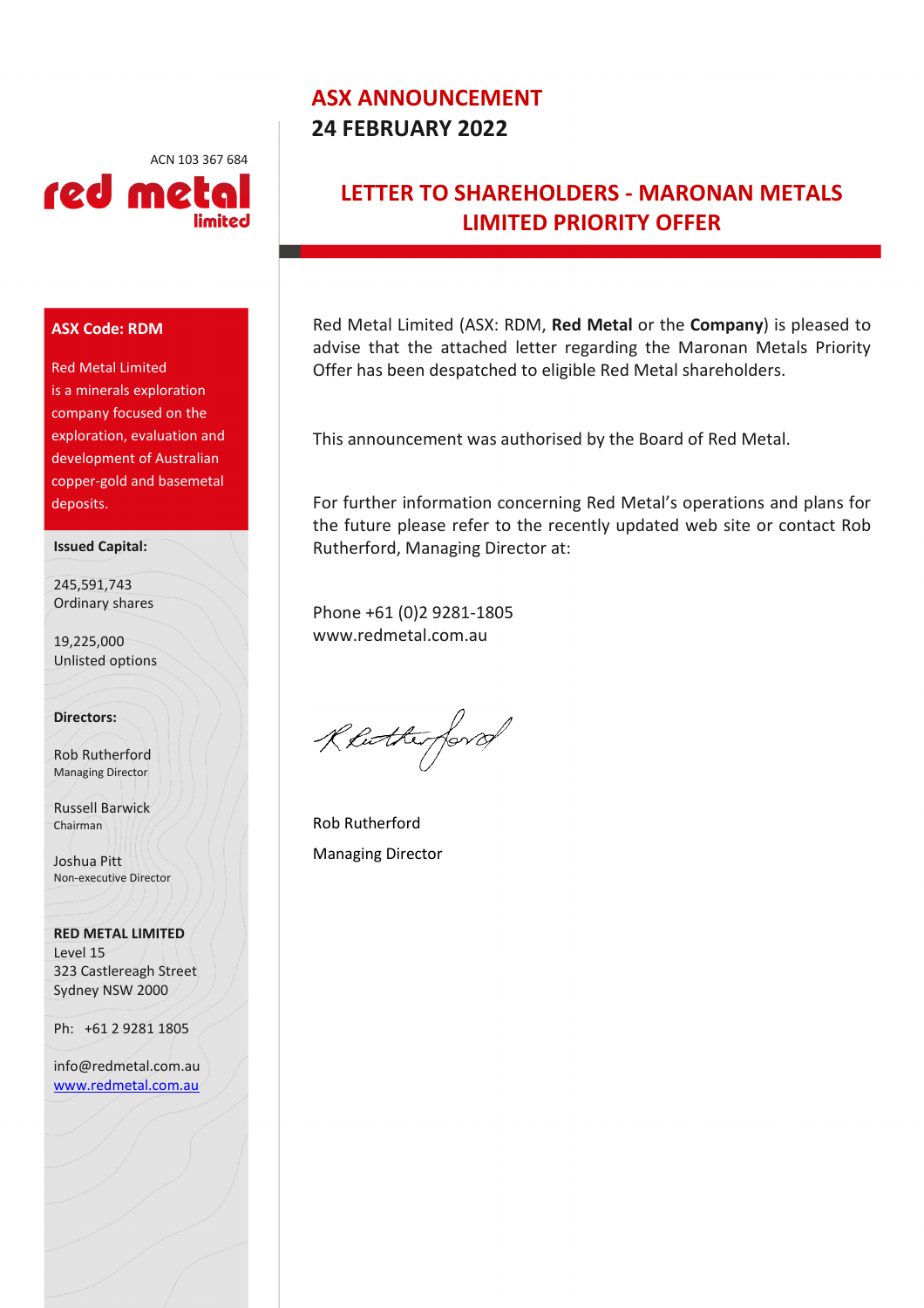ACN 103 367 684

**red metal limited**

# ASX ANNOUNCEMENT
## 24 FEBRUARY 2022

## LETTER TO SHAREHOLDERS - MARONAN METALS LIMITED PRIORITY OFFER

Red Metal Limited (ASX: RDM, **Red Metal** or the **Company**) is pleased to advise that the attached letter regarding the Maronan Metals Priority Offer has been despatched to eligible Red Metal shareholders.

This announcement was authorised by the Board of Red Metal.

For further information concerning Red Metal's operations and plans for the future please refer to the recently updated web site or contact Rob Rutherford, Managing Director at:

Phone +61 (0)2 9281-1805
www.redmetal.com.au

Rob Rutherford
Managing Director

---

**ASX Code: RDM**

Red Metal Limited is a minerals exploration company focused on the exploration, evaluation and development of Australian copper-gold and basemetal deposits.

**Issued Capital:**

245,591,743
Ordinary shares

19,225,000
Unlisted options

**Directors:**

Rob Rutherford
Managing Director

Russell Barwick
Chairman

Joshua Pitt
Non-executive Director

**RED METAL LIMITED**
Level 15
323 Castlereagh Street
Sydney NSW 2000

Ph: +61 2 9281 1805

info@redmetal.com.au
www.redmetal.com.au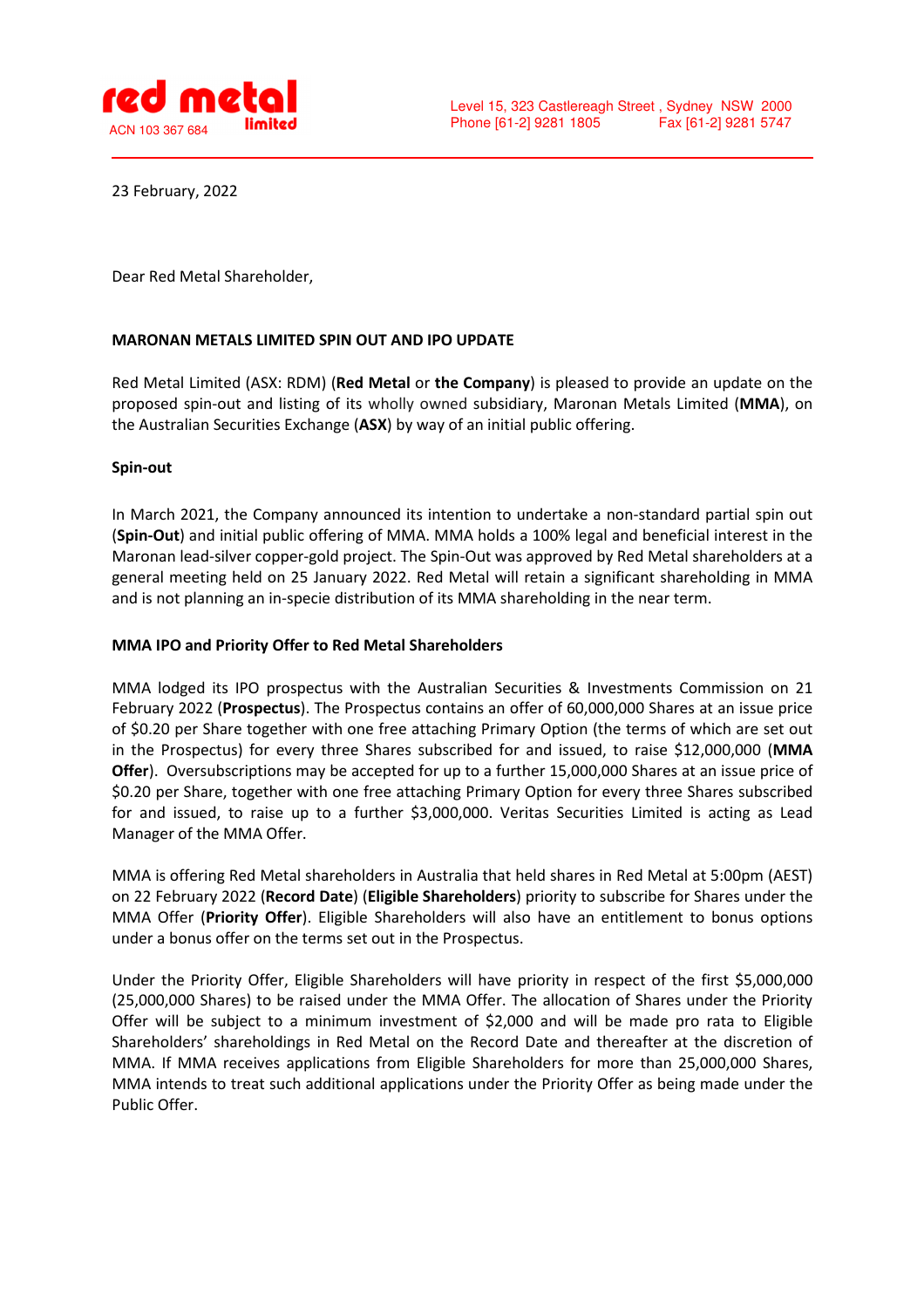23 February, 2022

Dear Red Metal Shareholder,

**MARONAN METALS LIMITED SPIN OUT AND IPO UPDATE**

Red Metal Limited (ASX: RDM) (**Red Metal** or **the Company**) is pleased to provide an update on the proposed spin-out and listing of its wholly owned subsidiary, Maronan Metals Limited (**MMA**), on the Australian Securities Exchange (**ASX**) by way of an initial public offering.

**Spin-out**

In March 2021, the Company announced its intention to undertake a non-standard partial spin out (**Spin-Out**) and initial public offering of MMA. MMA holds a 100% legal and beneficial interest in the Maronan lead-silver copper-gold project. The Spin-Out was approved by Red Metal shareholders at a general meeting held on 25 January 2022. Red Metal will retain a significant shareholding in MMA and is not planning an in-specie distribution of its MMA shareholding in the near term.

**MMA IPO and Priority Offer to Red Metal Shareholders**

MMA lodged its IPO prospectus with the Australian Securities & Investments Commission on 21 February 2022 (**Prospectus**). The Prospectus contains an offer of 60,000,000 Shares at an issue price of $0.20 per Share together with one free attaching Primary Option (the terms of which are set out in the Prospectus) for every three Shares subscribed for and issued, to raise $12,000,000 (**MMA Offer**). Oversubscriptions may be accepted for up to a further 15,000,000 Shares at an issue price of $0.20 per Share, together with one free attaching Primary Option for every three Shares subscribed for and issued, to raise up to a further $3,000,000. Veritas Securities Limited is acting as Lead Manager of the MMA Offer.

MMA is offering Red Metal shareholders in Australia that held shares in Red Metal at 5:00pm (AEST) on 22 February 2022 (**Record Date**) (**Eligible Shareholders**) priority to subscribe for Shares under the MMA Offer (**Priority Offer**). Eligible Shareholders will also have an entitlement to bonus options under a bonus offer on the terms set out in the Prospectus.

Under the Priority Offer, Eligible Shareholders will have priority in respect of the first $5,000,000 (25,000,000 Shares) to be raised under the MMA Offer. The allocation of Shares under the Priority Offer will be subject to a minimum investment of $2,000 and will be made pro rata to Eligible Shareholders' shareholdings in Red Metal on the Record Date and thereafter at the discretion of MMA. If MMA receives applications from Eligible Shareholders for more than 25,000,000 Shares, MMA intends to treat such additional applications under the Priority Offer as being made under the Public Offer.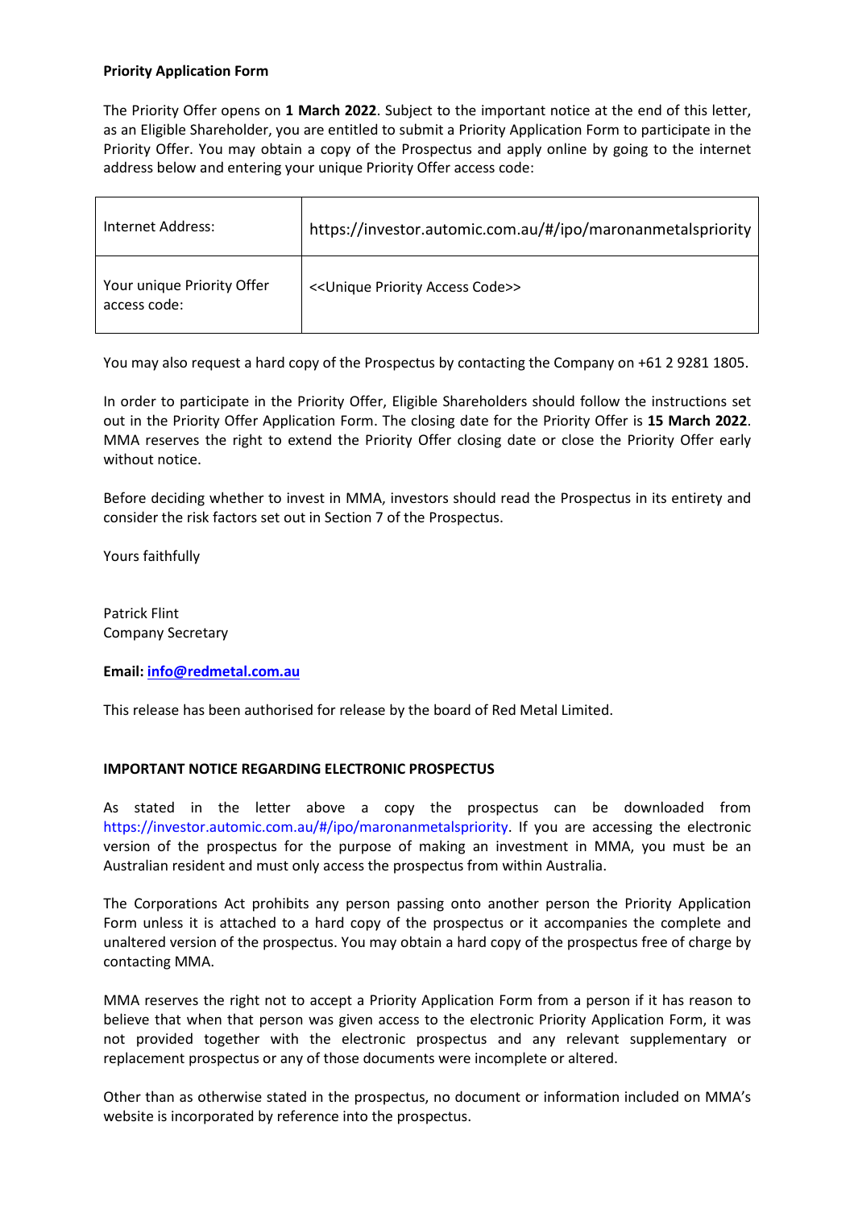**Priority Application Form**

The Priority Offer opens on **1 March 2022**. Subject to the important notice at the end of this letter, as an Eligible Shareholder, you are entitled to submit a Priority Application Form to participate in the Priority Offer. You may obtain a copy of the Prospectus and apply online by going to the internet address below and entering your unique Priority Offer access code:

| | |
|---|---|
| Internet Address: | https://investor.automic.com.au/#/ipo/maronanmetalspriority |
| Your unique Priority Offer access code: | <<Unique Priority Access Code>> |

You may also request a hard copy of the Prospectus by contacting the Company on +61 2 9281 1805.

In order to participate in the Priority Offer, Eligible Shareholders should follow the instructions set out in the Priority Offer Application Form. The closing date for the Priority Offer is **15 March 2022**. MMA reserves the right to extend the Priority Offer closing date or close the Priority Offer early without notice.

Before deciding whether to invest in MMA, investors should read the Prospectus in its entirety and consider the risk factors set out in Section 7 of the Prospectus.

Yours faithfully

Patrick Flint
Company Secretary

**Email: info@redmetal.com.au**

This release has been authorised for release by the board of Red Metal Limited.

**IMPORTANT NOTICE REGARDING ELECTRONIC PROSPECTUS**

As stated in the letter above a copy the prospectus can be downloaded from https://investor.automic.com.au/#/ipo/maronanmetalspriority. If you are accessing the electronic version of the prospectus for the purpose of making an investment in MMA, you must be an Australian resident and must only access the prospectus from within Australia.

The Corporations Act prohibits any person passing onto another person the Priority Application Form unless it is attached to a hard copy of the prospectus or it accompanies the complete and unaltered version of the prospectus. You may obtain a hard copy of the prospectus free of charge by contacting MMA.

MMA reserves the right not to accept a Priority Application Form from a person if it has reason to believe that when that person was given access to the electronic Priority Application Form, it was not provided together with the electronic prospectus and any relevant supplementary or replacement prospectus or any of those documents were incomplete or altered.

Other than as otherwise stated in the prospectus, no document or information included on MMA's website is incorporated by reference into the prospectus.